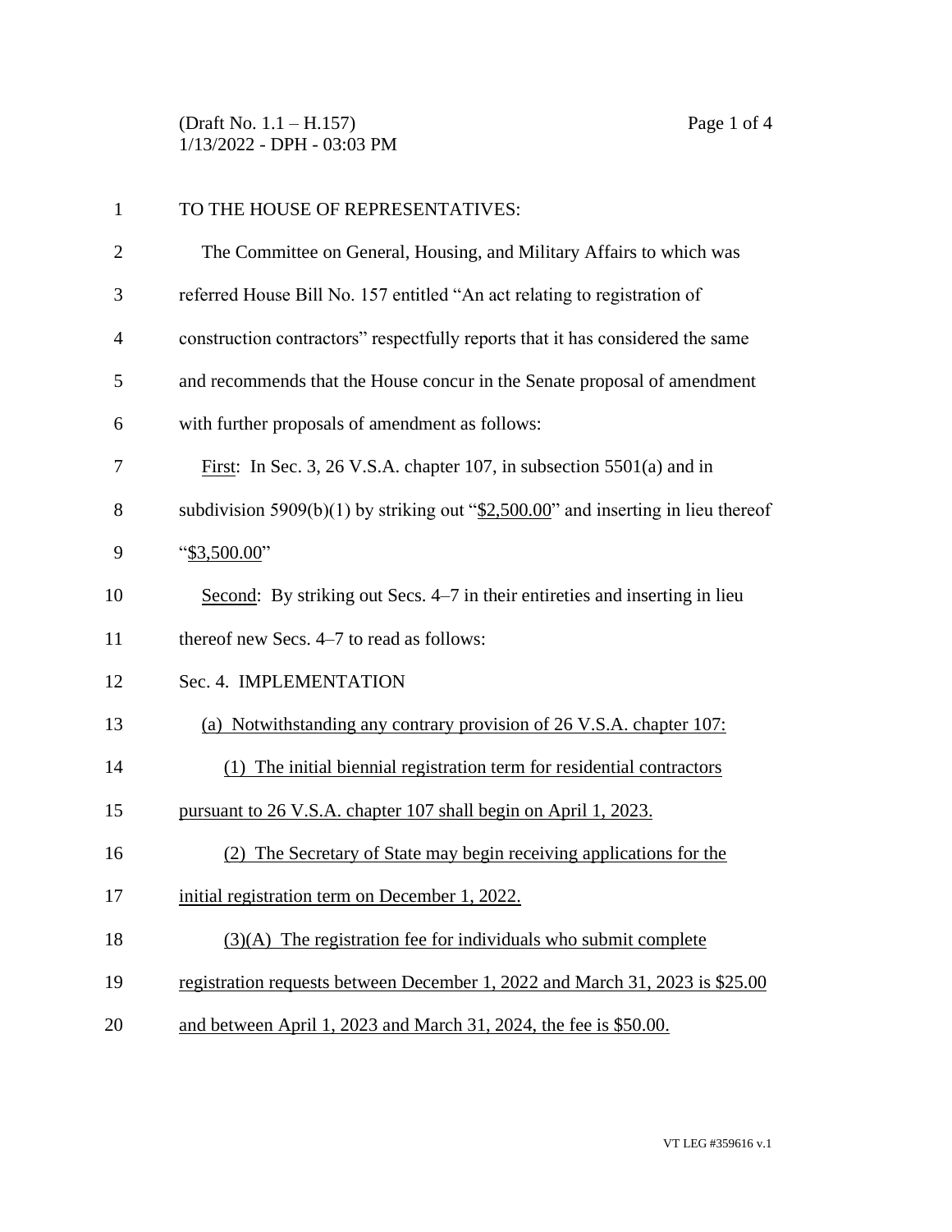TO THE HOUSE OF REPRESENTATIVES:

The Committee on General, Housing, and Military Affairs to which was referred House Bill No. 157 entitled "An act relating to registration of construction contractors" respectfully reports that it has considered the same and recommends that the House concur in the Senate proposal of amendment with further proposals of amendment as follows:

First: In Sec. 3, 26 V.S.A. chapter 107, in subsection 5501(a) and in subdivision 5909(b)(1) by striking out "$2,500.00" and inserting in lieu thereof "$3,500.00"

Second: By striking out Secs. 4–7 in their entireties and inserting in lieu thereof new Secs. 4–7 to read as follows:

Sec. 4. IMPLEMENTATION

(a) Notwithstanding any contrary provision of 26 V.S.A. chapter 107:

(1) The initial biennial registration term for residential contractors pursuant to 26 V.S.A. chapter 107 shall begin on April 1, 2023.

(2) The Secretary of State may begin receiving applications for the initial registration term on December 1, 2022.

(3)(A) The registration fee for individuals who submit complete registration requests between December 1, 2022 and March 31, 2023 is $25.00 and between April 1, 2023 and March 31, 2024, the fee is $50.00.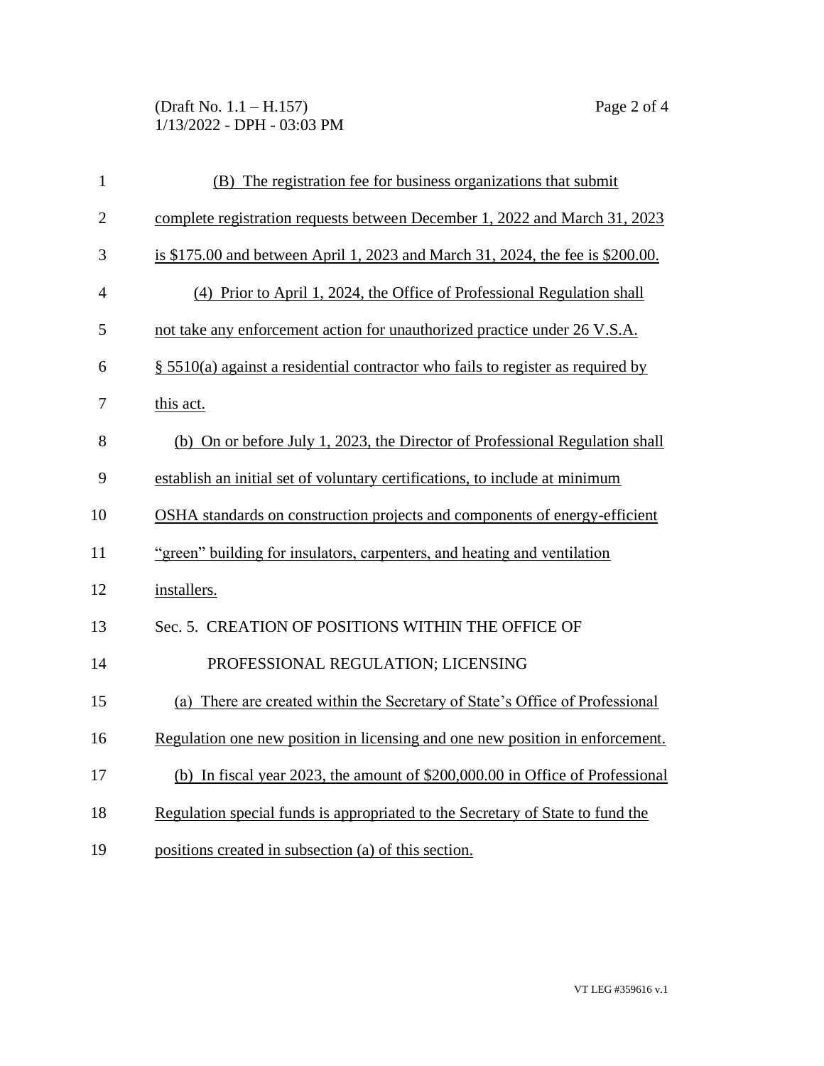(B) The registration fee for business organizations that submit complete registration requests between December 1, 2022 and March 31, 2023 is $175.00 and between April 1, 2023 and March 31, 2024, the fee is $200.00.

(4) Prior to April 1, 2024, the Office of Professional Regulation shall not take any enforcement action for unauthorized practice under 26 V.S.A. § 5510(a) against a residential contractor who fails to register as required by this act.

(b) On or before July 1, 2023, the Director of Professional Regulation shall establish an initial set of voluntary certifications, to include at minimum OSHA standards on construction projects and components of energy-efficient "green" building for insulators, carpenters, and heating and ventilation installers.

Sec. 5. CREATION OF POSITIONS WITHIN THE OFFICE OF PROFESSIONAL REGULATION; LICENSING

(a) There are created within the Secretary of State's Office of Professional Regulation one new position in licensing and one new position in enforcement.

(b) In fiscal year 2023, the amount of $200,000.00 in Office of Professional Regulation special funds is appropriated to the Secretary of State to fund the positions created in subsection (a) of this section.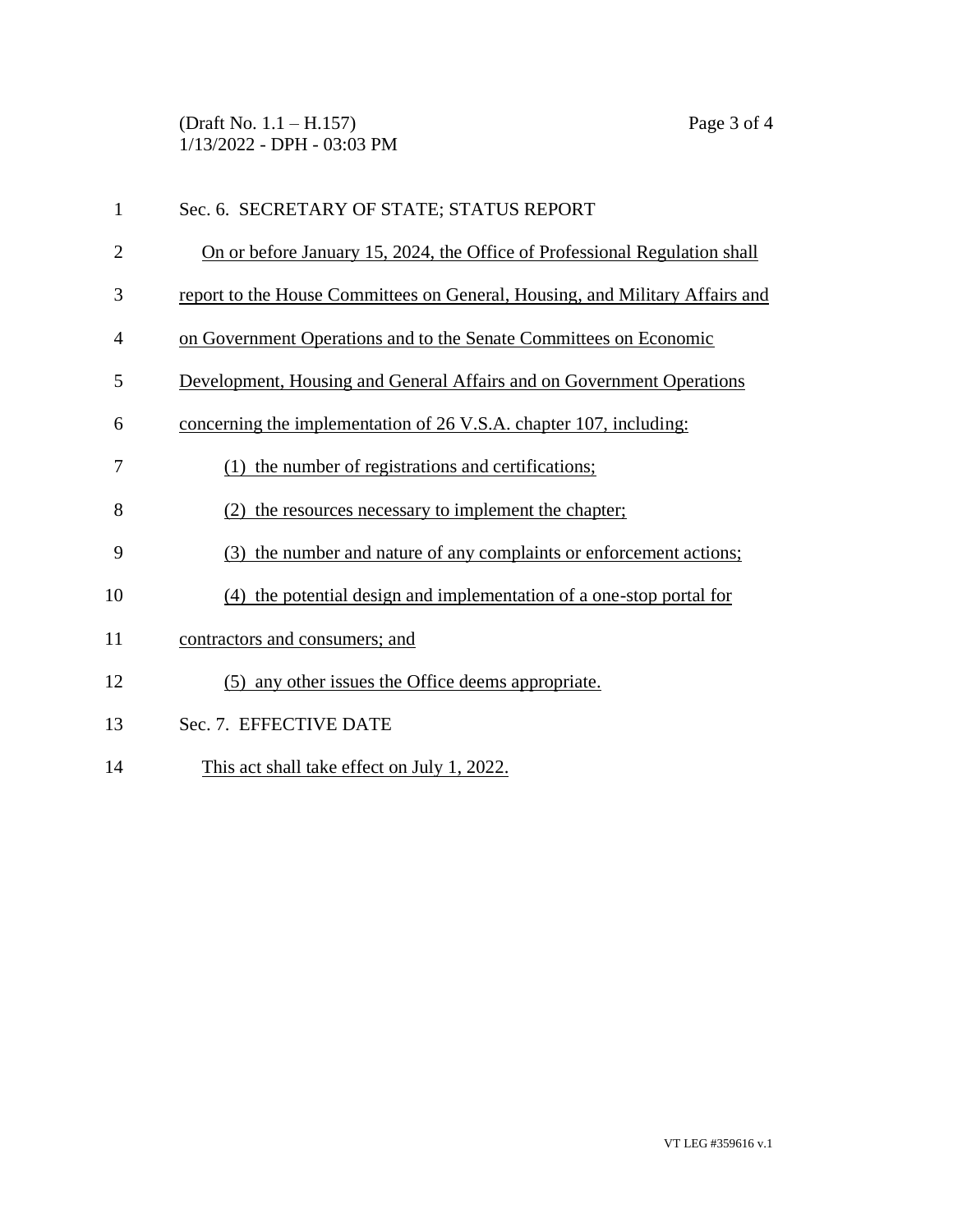Sec. 6. SECRETARY OF STATE; STATUS REPORT

On or before January 15, 2024, the Office of Professional Regulation shall report to the House Committees on General, Housing, and Military Affairs and on Government Operations and to the Senate Committees on Economic Development, Housing and General Affairs and on Government Operations concerning the implementation of 26 V.S.A. chapter 107, including:

(1) the number of registrations and certifications;

(2) the resources necessary to implement the chapter;

(3) the number and nature of any complaints or enforcement actions;

(4) the potential design and implementation of a one-stop portal for contractors and consumers; and

(5) any other issues the Office deems appropriate.

Sec. 7. EFFECTIVE DATE

This act shall take effect on July 1, 2022.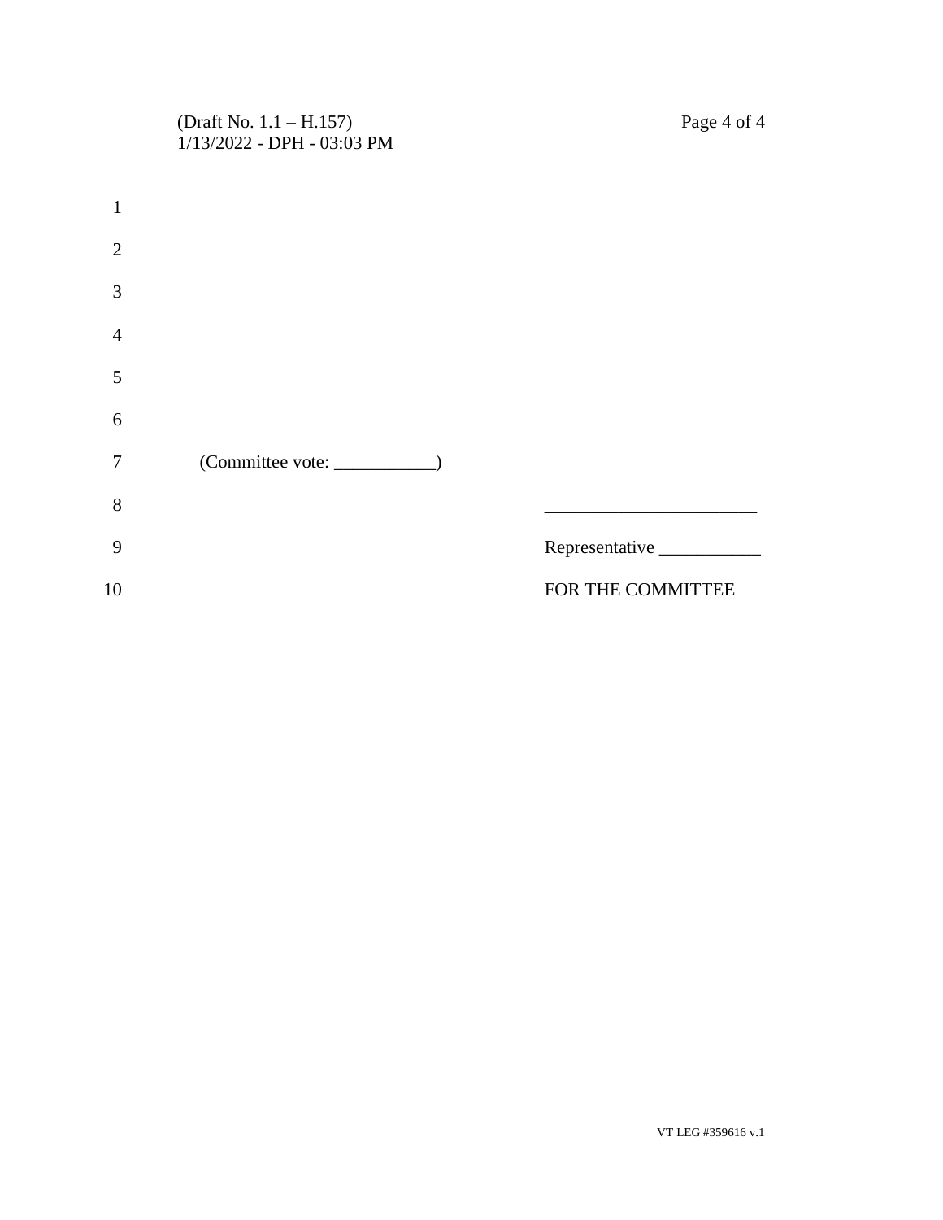(Committee vote: ___________)

_______________________

Representative ___________

FOR THE COMMITTEE